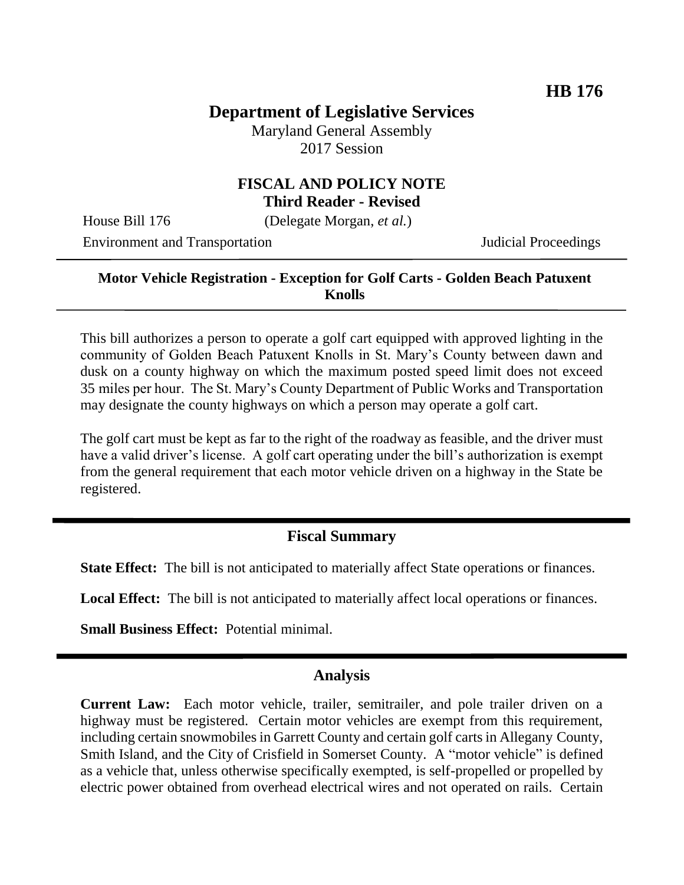**HB 176**

# Department of Legislative Services

Maryland General Assembly
2017 Session

## FISCAL AND POLICY NOTE
**Third Reader - Revised**

House Bill 176 (Delegate Morgan, *et al.*)
Environment and Transportation Judicial Proceedings

**Motor Vehicle Registration - Exception for Golf Carts - Golden Beach Patuxent Knolls**

This bill authorizes a person to operate a golf cart equipped with approved lighting in the community of Golden Beach Patuxent Knolls in St. Mary's County between dawn and dusk on a county highway on which the maximum posted speed limit does not exceed 35 miles per hour. The St. Mary's County Department of Public Works and Transportation may designate the county highways on which a person may operate a golf cart.

The golf cart must be kept as far to the right of the roadway as feasible, and the driver must have a valid driver's license. A golf cart operating under the bill's authorization is exempt from the general requirement that each motor vehicle driven on a highway in the State be registered.

## Fiscal Summary

**State Effect:** The bill is not anticipated to materially affect State operations or finances.

**Local Effect:** The bill is not anticipated to materially affect local operations or finances.

**Small Business Effect:** Potential minimal.

## Analysis

**Current Law:** Each motor vehicle, trailer, semitrailer, and pole trailer driven on a highway must be registered. Certain motor vehicles are exempt from this requirement, including certain snowmobiles in Garrett County and certain golf carts in Allegany County, Smith Island, and the City of Crisfield in Somerset County. A "motor vehicle" is defined as a vehicle that, unless otherwise specifically exempted, is self-propelled or propelled by electric power obtained from overhead electrical wires and not operated on rails. Certain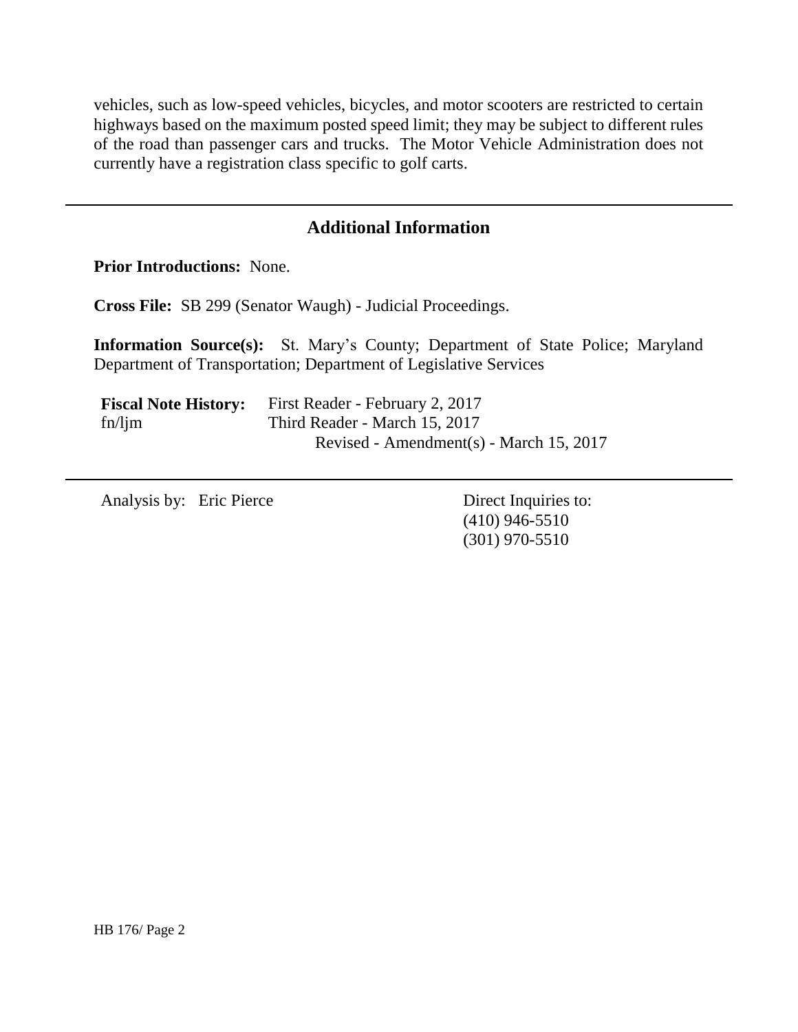vehicles, such as low-speed vehicles, bicycles, and motor scooters are restricted to certain highways based on the maximum posted speed limit; they may be subject to different rules of the road than passenger cars and trucks. The Motor Vehicle Administration does not currently have a registration class specific to golf carts.

---

## Additional Information

**Prior Introductions:** None.

**Cross File:** SB 299 (Senator Waugh) - Judicial Proceedings.

**Information Source(s):** St. Mary's County; Department of State Police; Maryland Department of Transportation; Department of Legislative Services

**Fiscal Note History:** First Reader - February 2, 2017
fn/ljm Third Reader - March 15, 2017
Revised - Amendment(s) - March 15, 2017

---

Analysis by: Eric Pierce

Direct Inquiries to:
(410) 946-5510
(301) 970-5510